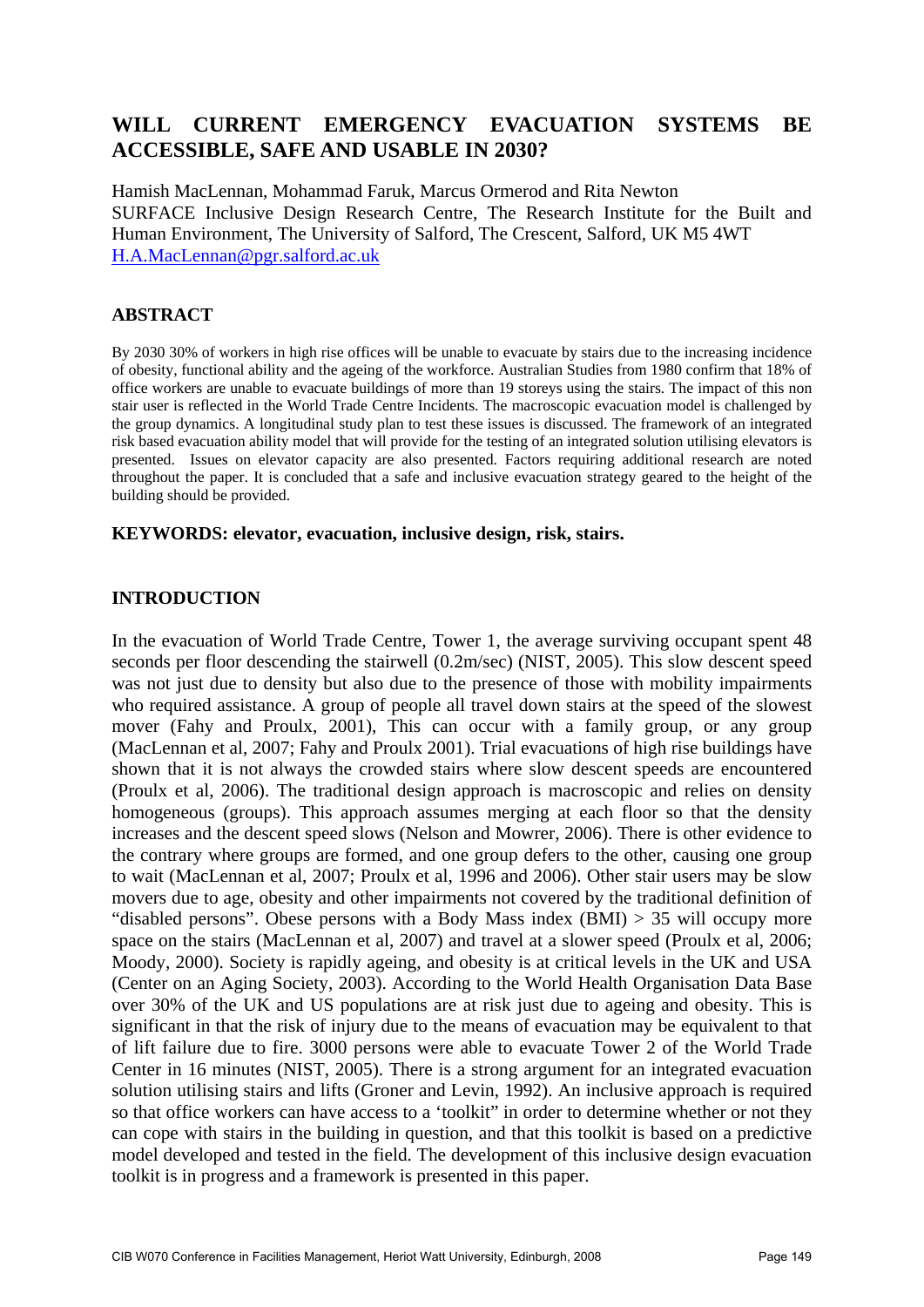# WILL CURRENT EMERGENCY EVACUATION SYSTEMS BE ACCESSIBLE, SAFE AND USABLE IN 2030?

Hamish MacLennan, Mohammad Faruk, Marcus Ormerod and Rita Newton
SURFACE Inclusive Design Research Centre, The Research Institute for the Built and Human Environment, The University of Salford, The Crescent, Salford, UK M5 4WT
H.A.MacLennan@pgr.salford.ac.uk

## ABSTRACT

By 2030 30% of workers in high rise offices will be unable to evacuate by stairs due to the increasing incidence of obesity, functional ability and the ageing of the workforce. Australian Studies from 1980 confirm that 18% of office workers are unable to evacuate buildings of more than 19 storeys using the stairs. The impact of this non stair user is reflected in the World Trade Centre Incidents. The macroscopic evacuation model is challenged by the group dynamics. A longitudinal study plan to test these issues is discussed. The framework of an integrated risk based evacuation ability model that will provide for the testing of an integrated solution utilising elevators is presented. Issues on elevator capacity are also presented. Factors requiring additional research are noted throughout the paper. It is concluded that a safe and inclusive evacuation strategy geared to the height of the building should be provided.

**KEYWORDS: elevator, evacuation, inclusive design, risk, stairs.**

## INTRODUCTION

In the evacuation of World Trade Centre, Tower 1, the average surviving occupant spent 48 seconds per floor descending the stairwell (0.2m/sec) (NIST, 2005). This slow descent speed was not just due to density but also due to the presence of those with mobility impairments who required assistance. A group of people all travel down stairs at the speed of the slowest mover (Fahy and Proulx, 2001), This can occur with a family group, or any group (MacLennan et al, 2007; Fahy and Proulx 2001). Trial evacuations of high rise buildings have shown that it is not always the crowded stairs where slow descent speeds are encountered (Proulx et al, 2006). The traditional design approach is macroscopic and relies on density homogeneous (groups). This approach assumes merging at each floor so that the density increases and the descent speed slows (Nelson and Mowrer, 2006). There is other evidence to the contrary where groups are formed, and one group defers to the other, causing one group to wait (MacLennan et al, 2007; Proulx et al, 1996 and 2006). Other stair users may be slow movers due to age, obesity and other impairments not covered by the traditional definition of "disabled persons". Obese persons with a Body Mass index (BMI) > 35 will occupy more space on the stairs (MacLennan et al, 2007) and travel at a slower speed (Proulx et al, 2006; Moody, 2000). Society is rapidly ageing, and obesity is at critical levels in the UK and USA (Center on an Aging Society, 2003). According to the World Health Organisation Data Base over 30% of the UK and US populations are at risk just due to ageing and obesity. This is significant in that the risk of injury due to the means of evacuation may be equivalent to that of lift failure due to fire. 3000 persons were able to evacuate Tower 2 of the World Trade Center in 16 minutes (NIST, 2005). There is a strong argument for an integrated evacuation solution utilising stairs and lifts (Groner and Levin, 1992). An inclusive approach is required so that office workers can have access to a 'toolkit" in order to determine whether or not they can cope with stairs in the building in question, and that this toolkit is based on a predictive model developed and tested in the field. The development of this inclusive design evacuation toolkit is in progress and a framework is presented in this paper.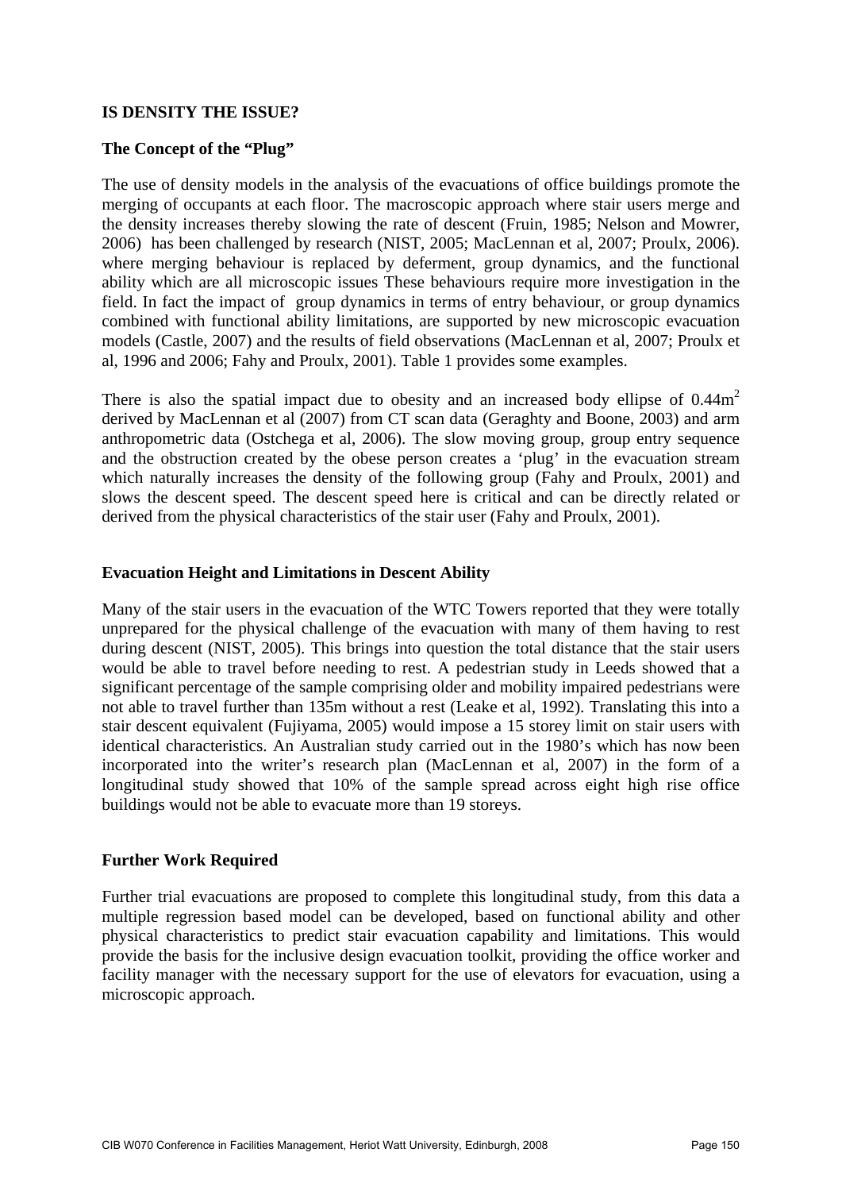## IS DENSITY THE ISSUE?

### The Concept of the "Plug"

The use of density models in the analysis of the evacuations of office buildings promote the merging of occupants at each floor. The macroscopic approach where stair users merge and the density increases thereby slowing the rate of descent (Fruin, 1985; Nelson and Mowrer, 2006) has been challenged by research (NIST, 2005; MacLennan et al, 2007; Proulx, 2006). where merging behaviour is replaced by deferment, group dynamics, and the functional ability which are all microscopic issues These behaviours require more investigation in the field. In fact the impact of group dynamics in terms of entry behaviour, or group dynamics combined with functional ability limitations, are supported by new microscopic evacuation models (Castle, 2007) and the results of field observations (MacLennan et al, 2007; Proulx et al, 1996 and 2006; Fahy and Proulx, 2001). Table 1 provides some examples.

There is also the spatial impact due to obesity and an increased body ellipse of $0.44m^2$ derived by MacLennan et al (2007) from CT scan data (Geraghty and Boone, 2003) and arm anthropometric data (Ostchega et al, 2006). The slow moving group, group entry sequence and the obstruction created by the obese person creates a 'plug' in the evacuation stream which naturally increases the density of the following group (Fahy and Proulx, 2001) and slows the descent speed. The descent speed here is critical and can be directly related or derived from the physical characteristics of the stair user (Fahy and Proulx, 2001).

### Evacuation Height and Limitations in Descent Ability

Many of the stair users in the evacuation of the WTC Towers reported that they were totally unprepared for the physical challenge of the evacuation with many of them having to rest during descent (NIST, 2005). This brings into question the total distance that the stair users would be able to travel before needing to rest. A pedestrian study in Leeds showed that a significant percentage of the sample comprising older and mobility impaired pedestrians were not able to travel further than 135m without a rest (Leake et al, 1992). Translating this into a stair descent equivalent (Fujiyama, 2005) would impose a 15 storey limit on stair users with identical characteristics. An Australian study carried out in the 1980's which has now been incorporated into the writer's research plan (MacLennan et al, 2007) in the form of a longitudinal study showed that 10% of the sample spread across eight high rise office buildings would not be able to evacuate more than 19 storeys.

### Further Work Required

Further trial evacuations are proposed to complete this longitudinal study, from this data a multiple regression based model can be developed, based on functional ability and other physical characteristics to predict stair evacuation capability and limitations. This would provide the basis for the inclusive design evacuation toolkit, providing the office worker and facility manager with the necessary support for the use of elevators for evacuation, using a microscopic approach.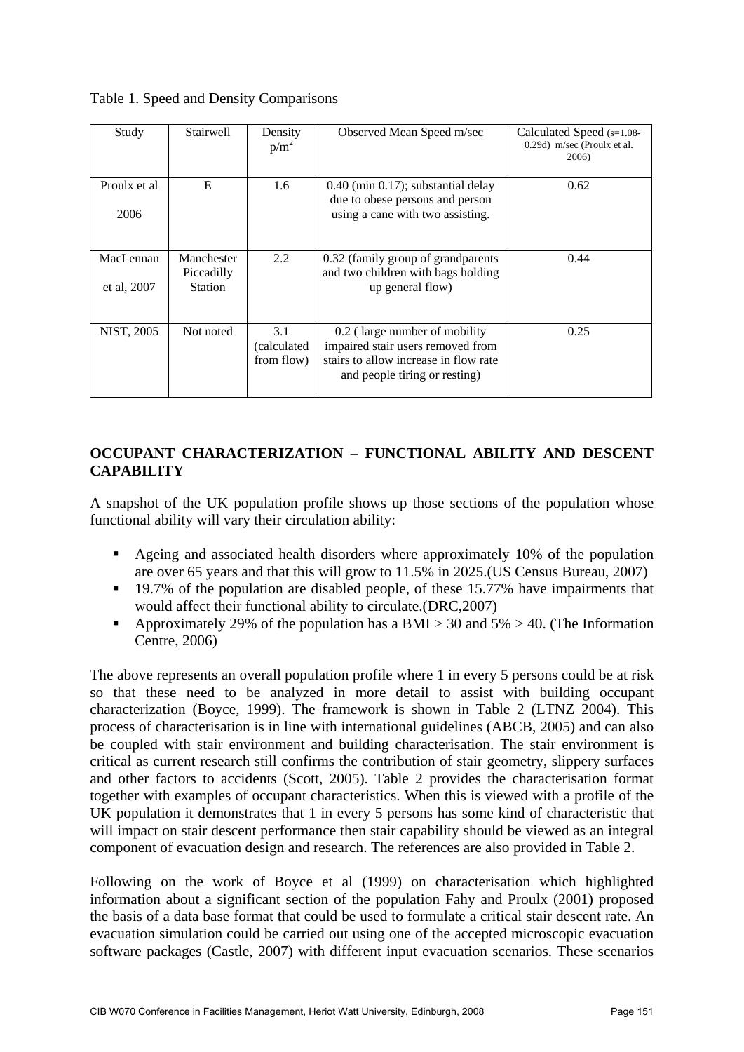Table 1. Speed and Density Comparisons

| Study | Stairwell | Density $p/m^2$ | Observed Mean Speed m/sec | Calculated Speed (s=1.08-0.29d) m/sec (Proulx et al. 2006) |
|---|---|---|---|---|
| Proulx et al 2006 | E | 1.6 | 0.40 (min 0.17); substantial delay due to obese persons and person using a cane with two assisting. | 0.62 |
| MacLennan et al, 2007 | Manchester Piccadilly Station | 2.2 | 0.32 (family group of grandparents and two children with bags holding up general flow) | 0.44 |
| NIST, 2005 | Not noted | 3.1 (calculated from flow) | 0.2 ( large number of mobility impaired stair users removed from stairs to allow increase in flow rate and people tiring or resting) | 0.25 |

## OCCUPANT CHARACTERIZATION – FUNCTIONAL ABILITY AND DESCENT CAPABILITY

A snapshot of the UK population profile shows up those sections of the population whose functional ability will vary their circulation ability:

- Ageing and associated health disorders where approximately 10% of the population are over 65 years and that this will grow to 11.5% in 2025.(US Census Bureau, 2007)
- 19.7% of the population are disabled people, of these 15.77% have impairments that would affect their functional ability to circulate.(DRC,2007)
- Approximately 29% of the population has a BMI > 30 and 5% > 40. (The Information Centre, 2006)

The above represents an overall population profile where 1 in every 5 persons could be at risk so that these need to be analyzed in more detail to assist with building occupant characterization (Boyce, 1999). The framework is shown in Table 2 (LTNZ 2004). This process of characterisation is in line with international guidelines (ABCB, 2005) and can also be coupled with stair environment and building characterisation. The stair environment is critical as current research still confirms the contribution of stair geometry, slippery surfaces and other factors to accidents (Scott, 2005). Table 2 provides the characterisation format together with examples of occupant characteristics. When this is viewed with a profile of the UK population it demonstrates that 1 in every 5 persons has some kind of characteristic that will impact on stair descent performance then stair capability should be viewed as an integral component of evacuation design and research. The references are also provided in Table 2.

Following on the work of Boyce et al (1999) on characterisation which highlighted information about a significant section of the population Fahy and Proulx (2001) proposed the basis of a data base format that could be used to formulate a critical stair descent rate. An evacuation simulation could be carried out using one of the accepted microscopic evacuation software packages (Castle, 2007) with different input evacuation scenarios. These scenarios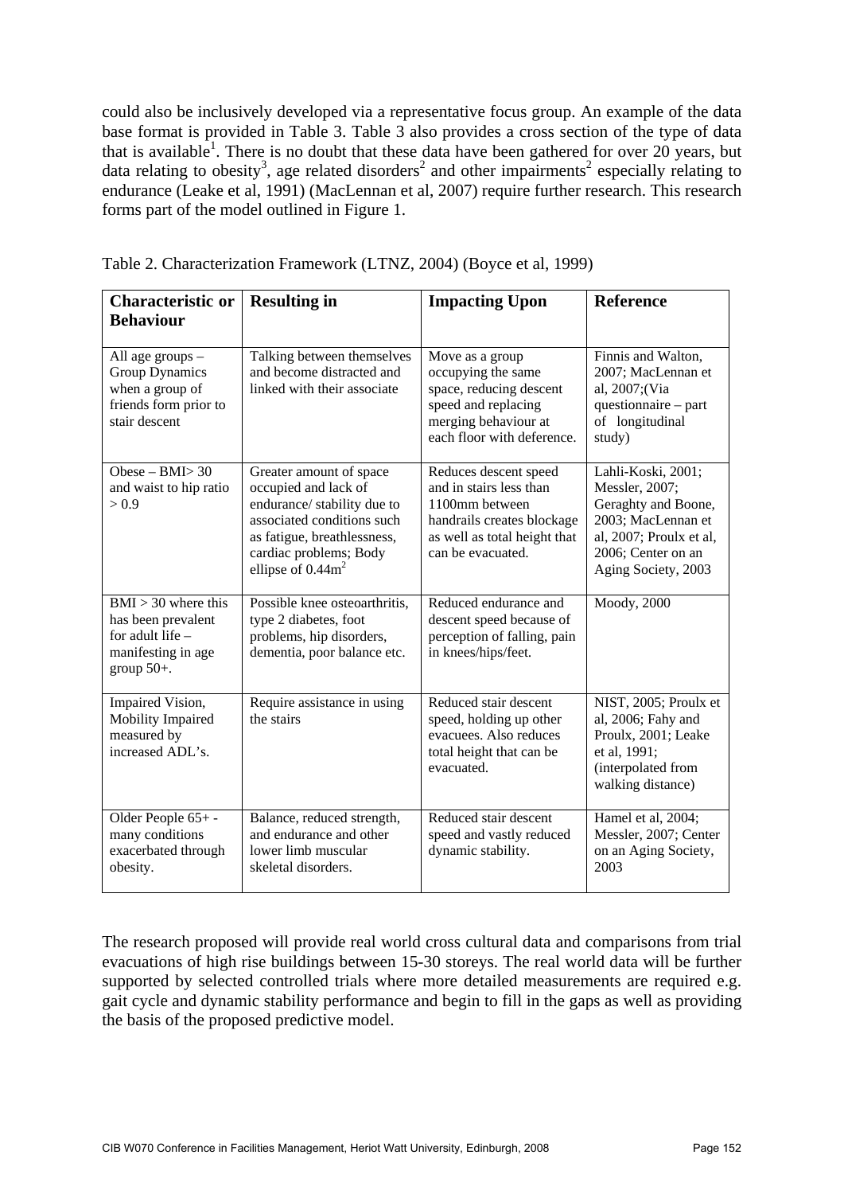could also be inclusively developed via a representative focus group. An example of the data base format is provided in Table 3. Table 3 also provides a cross section of the type of data that is available[1]. There is no doubt that these data have been gathered for over 20 years, but data relating to obesity[3], age related disorders[2] and other impairments[2] especially relating to endurance (Leake et al, 1991) (MacLennan et al, 2007) require further research. This research forms part of the model outlined in Figure 1.

Table 2. Characterization Framework (LTNZ, 2004) (Boyce et al, 1999)

| **Characteristic or Behaviour** | **Resulting in** | **Impacting Upon** | **Reference** |
|---|---|---|---|
| All age groups – Group Dynamics when a group of friends form prior to stair descent | Talking between themselves and become distracted and linked with their associate | Move as a group occupying the same space, reducing descent speed and replacing merging behaviour at each floor with deference. | Finnis and Walton, 2007; MacLennan et al, 2007;(Via questionnaire – part of longitudinal study) |
| Obese – BMI> 30 and waist to hip ratio > 0.9 | Greater amount of space occupied and lack of endurance/ stability due to associated conditions such as fatigue, breathlessness, cardiac problems; Body ellipse of $0.44m^2$ | Reduces descent speed and in stairs less than 1100mm between handrails creates blockage as well as total height that can be evacuated. | Lahli-Koski, 2001; Messler, 2007; Geraghty and Boone, 2003; MacLennan et al, 2007; Proulx et al, 2006; Center on an Aging Society, 2003 |
| BMI > 30 where this has been prevalent for adult life – manifesting in age group 50+. | Possible knee osteoarthritis, type 2 diabetes, foot problems, hip disorders, dementia, poor balance etc. | Reduced endurance and descent speed because of perception of falling, pain in knees/hips/feet. | Moody, 2000 |
| Impaired Vision, Mobility Impaired measured by increased ADL's. | Require assistance in using the stairs | Reduced stair descent speed, holding up other evacuees. Also reduces total height that can be evacuated. | NIST, 2005; Proulx et al, 2006; Fahy and Proulx, 2001; Leake et al, 1991; (interpolated from walking distance) |
| Older People 65+ - many conditions exacerbated through obesity. | Balance, reduced strength, and endurance and other lower limb muscular skeletal disorders. | Reduced stair descent speed and vastly reduced dynamic stability. | Hamel et al, 2004; Messler, 2007; Center on an Aging Society, 2003 |

The research proposed will provide real world cross cultural data and comparisons from trial evacuations of high rise buildings between 15-30 storeys. The real world data will be further supported by selected controlled trials where more detailed measurements are required e.g. gait cycle and dynamic stability performance and begin to fill in the gaps as well as providing the basis of the proposed predictive model.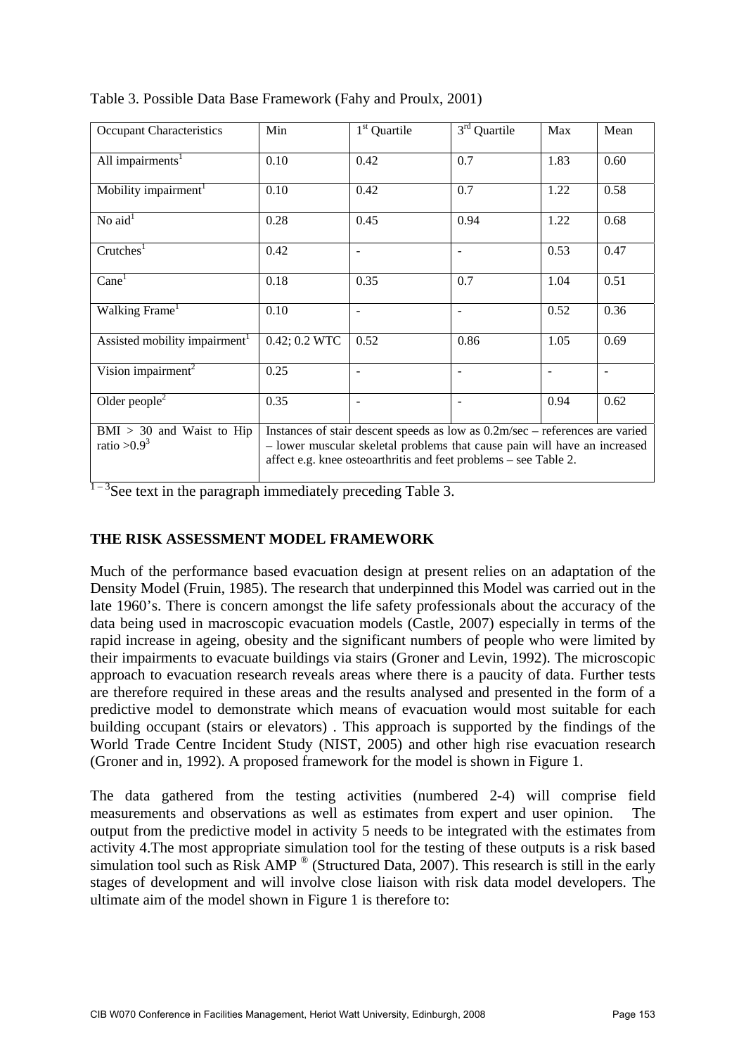Table 3. Possible Data Base Framework (Fahy and Proulx, 2001)

| Occupant Characteristics | Min | 1st Quartile | 3rd Quartile | Max | Mean |
|---|---|---|---|---|---|
| All impairments[1] | 0.10 | 0.42 | 0.7 | 1.83 | 0.60 |
| Mobility impairment[1] | 0.10 | 0.42 | 0.7 | 1.22 | 0.58 |
| No aid[1] | 0.28 | 0.45 | 0.94 | 1.22 | 0.68 |
| Crutches[1] | 0.42 | - | - | 0.53 | 0.47 |
| Cane[1] | 0.18 | 0.35 | 0.7 | 1.04 | 0.51 |
| Walking Frame[1] | 0.10 | - | - | 0.52 | 0.36 |
| Assisted mobility impairment[1] | 0.42; 0.2 WTC | 0.52 | 0.86 | 1.05 | 0.69 |
| Vision impairment[2] | 0.25 | - | - | - | - |
| Older people[2] | 0.35 | - | - | 0.94 | 0.62 |
| BMI > 30 and Waist to Hip ratio >0.9[3] | Instances of stair descent speeds as low as 0.2m/sec – references are varied – lower muscular skeletal problems that cause pain will have an increased affect e.g. knee osteoarthritis and feet problems – see Table 2. | | | | |

[1 – 3]See text in the paragraph immediately preceding Table 3.

## THE RISK ASSESSMENT MODEL FRAMEWORK

Much of the performance based evacuation design at present relies on an adaptation of the Density Model (Fruin, 1985). The research that underpinned this Model was carried out in the late 1960's. There is concern amongst the life safety professionals about the accuracy of the data being used in macroscopic evacuation models (Castle, 2007) especially in terms of the rapid increase in ageing, obesity and the significant numbers of people who were limited by their impairments to evacuate buildings via stairs (Groner and Levin, 1992). The microscopic approach to evacuation research reveals areas where there is a paucity of data. Further tests are therefore required in these areas and the results analysed and presented in the form of a predictive model to demonstrate which means of evacuation would most suitable for each building occupant (stairs or elevators) . This approach is supported by the findings of the World Trade Centre Incident Study (NIST, 2005) and other high rise evacuation research (Groner and in, 1992). A proposed framework for the model is shown in Figure 1.

The data gathered from the testing activities (numbered 2-4) will comprise field measurements and observations as well as estimates from expert and user opinion. The output from the predictive model in activity 5 needs to be integrated with the estimates from activity 4.The most appropriate simulation tool for the testing of these outputs is a risk based simulation tool such as Risk AMP ® (Structured Data, 2007). This research is still in the early stages of development and will involve close liaison with risk data model developers. The ultimate aim of the model shown in Figure 1 is therefore to: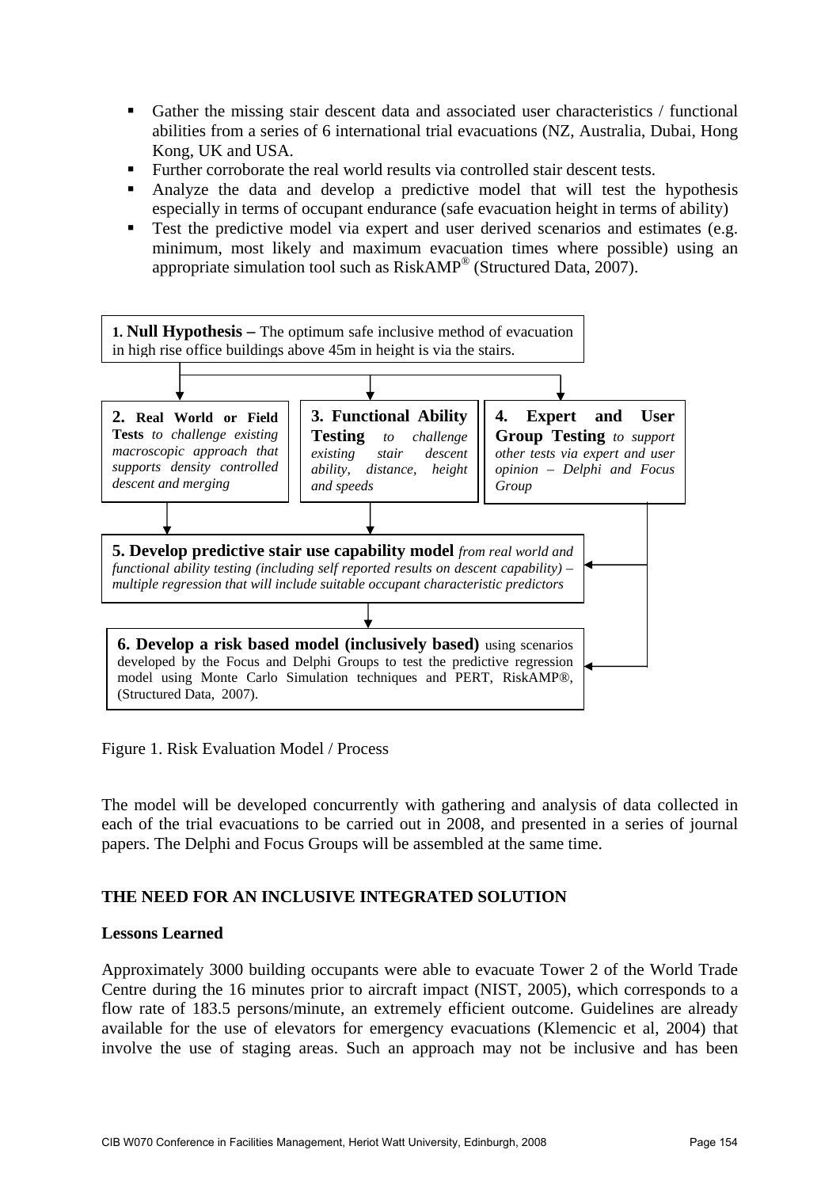- Gather the missing stair descent data and associated user characteristics / functional abilities from a series of 6 international trial evacuations (NZ, Australia, Dubai, Hong Kong, UK and USA.
- Further corroborate the real world results via controlled stair descent tests.
- Analyze the data and develop a predictive model that will test the hypothesis especially in terms of occupant endurance (safe evacuation height in terms of ability)
- Test the predictive model via expert and user derived scenarios and estimates (e.g. minimum, most likely and maximum evacuation times where possible) using an appropriate simulation tool such as RiskAMP® (Structured Data, 2007).

**1. Null Hypothesis –** The optimum safe inclusive method of evacuation in high rise office buildings above 45m in height is via the stairs.

**2. Real World or Field Tests** *to challenge existing macroscopic approach that supports density controlled descent and merging*

**3. Functional Ability Testing** *to challenge existing stair descent ability, distance, height and speeds*

**4. Expert and User Group Testing** *to support other tests via expert and user opinion – Delphi and Focus Group*

**5. Develop predictive stair use capability model** *from real world and functional ability testing (including self reported results on descent capability) – multiple regression that will include suitable occupant characteristic predictors*

**6. Develop a risk based model (inclusively based)** using scenarios developed by the Focus and Delphi Groups to test the predictive regression model using Monte Carlo Simulation techniques and PERT, RiskAMP®, (Structured Data, 2007).

Figure 1. Risk Evaluation Model / Process

The model will be developed concurrently with gathering and analysis of data collected in each of the trial evacuations to be carried out in 2008, and presented in a series of journal papers. The Delphi and Focus Groups will be assembled at the same time.

## THE NEED FOR AN INCLUSIVE INTEGRATED SOLUTION

### Lessons Learned

Approximately 3000 building occupants were able to evacuate Tower 2 of the World Trade Centre during the 16 minutes prior to aircraft impact (NIST, 2005), which corresponds to a flow rate of 183.5 persons/minute, an extremely efficient outcome. Guidelines are already available for the use of elevators for emergency evacuations (Klemencic et al, 2004) that involve the use of staging areas. Such an approach may not be inclusive and has been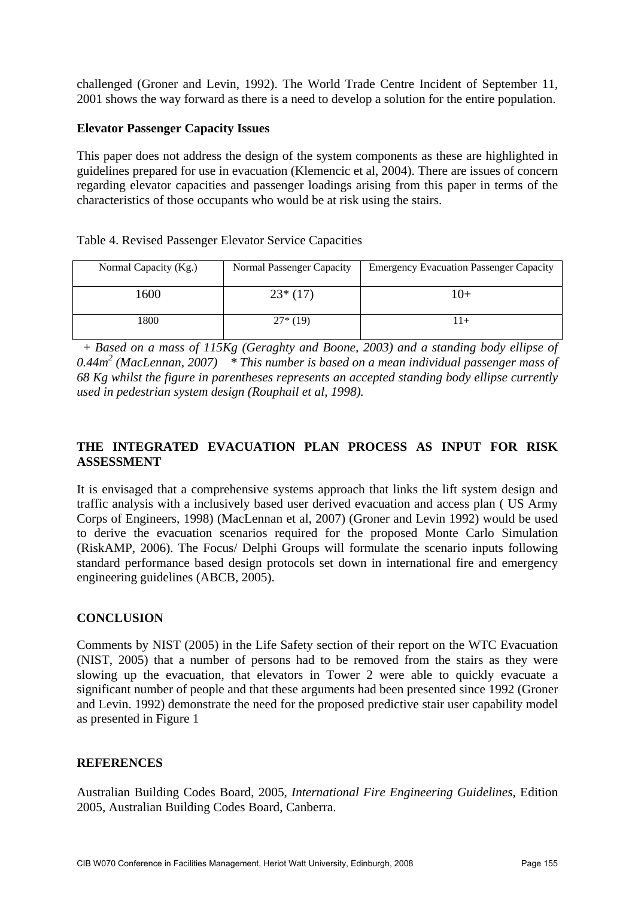challenged (Groner and Levin, 1992). The World Trade Centre Incident of September 11, 2001 shows the way forward as there is a need to develop a solution for the entire population.

**Elevator Passenger Capacity Issues**

This paper does not address the design of the system components as these are highlighted in guidelines prepared for use in evacuation (Klemencic et al, 2004). There are issues of concern regarding elevator capacities and passenger loadings arising from this paper in terms of the characteristics of those occupants who would be at risk using the stairs.

Table 4. Revised Passenger Elevator Service Capacities

| Normal Capacity (Kg.) | Normal Passenger Capacity | Emergency Evacuation Passenger Capacity |
|---|---|---|
| 1600 | 23* (17) | 10+ |
| 1800 | 27* (19) | 11+ |

*+ Based on a mass of 115Kg (Geraghty and Boone, 2003) and a standing body ellipse of 0.44m$^2$ (MacLennan, 2007)   * This number is based on a mean individual passenger mass of 68 Kg whilst the figure in parentheses represents an accepted standing body ellipse currently used in pedestrian system design (Rouphail et al, 1998).*

## THE INTEGRATED EVACUATION PLAN PROCESS AS INPUT FOR RISK ASSESSMENT

It is envisaged that a comprehensive systems approach that links the lift system design and traffic analysis with a inclusively based user derived evacuation and access plan ( US Army Corps of Engineers, 1998) (MacLennan et al, 2007) (Groner and Levin 1992) would be used to derive the evacuation scenarios required for the proposed Monte Carlo Simulation (RiskAMP, 2006). The Focus/ Delphi Groups will formulate the scenario inputs following standard performance based design protocols set down in international fire and emergency engineering guidelines (ABCB, 2005).

## CONCLUSION

Comments by NIST (2005) in the Life Safety section of their report on the WTC Evacuation (NIST, 2005) that a number of persons had to be removed from the stairs as they were slowing up the evacuation, that elevators in Tower 2 were able to quickly evacuate a significant number of people and that these arguments had been presented since 1992 (Groner and Levin. 1992) demonstrate the need for the proposed predictive stair user capability model as presented in Figure 1

## REFERENCES

Australian Building Codes Board, 2005, *International Fire Engineering Guidelines*, Edition 2005, Australian Building Codes Board, Canberra.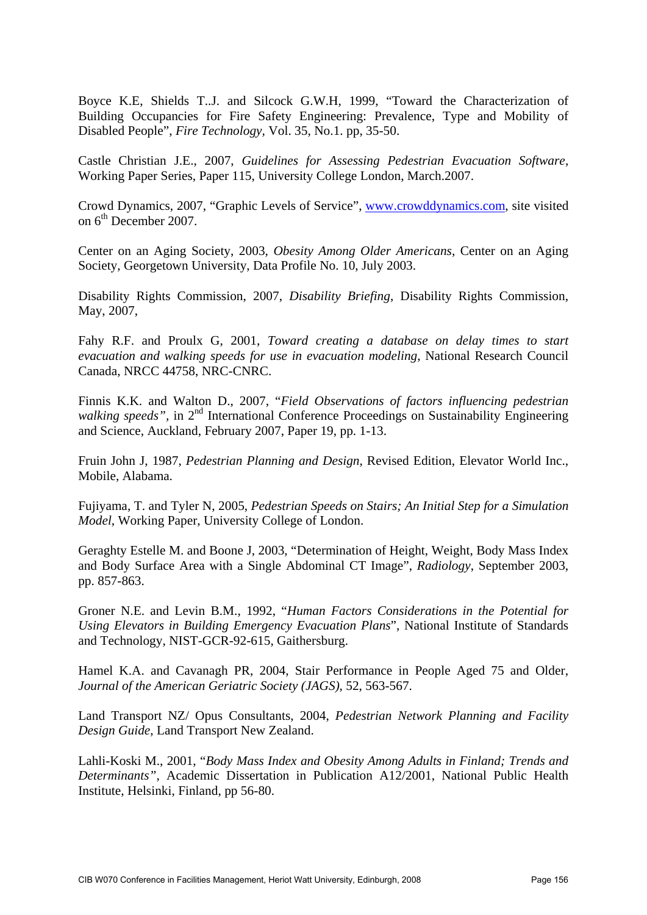Boyce K.E, Shields T..J. and Silcock G.W.H, 1999, "Toward the Characterization of Building Occupancies for Fire Safety Engineering: Prevalence, Type and Mobility of Disabled People", *Fire Technology*, Vol. 35, No.1. pp, 35-50.

Castle Christian J.E., 2007, *Guidelines for Assessing Pedestrian Evacuation Software*, Working Paper Series, Paper 115, University College London, March.2007.

Crowd Dynamics, 2007, "Graphic Levels of Service", www.crowddynamics.com, site visited on 6th December 2007.

Center on an Aging Society, 2003, *Obesity Among Older Americans*, Center on an Aging Society, Georgetown University, Data Profile No. 10, July 2003.

Disability Rights Commission, 2007, *Disability Briefing*, Disability Rights Commission, May, 2007,

Fahy R.F. and Proulx G, 2001, *Toward creating a database on delay times to start evacuation and walking speeds for use in evacuation modeling*, National Research Council Canada, NRCC 44758, NRC-CNRC.

Finnis K.K. and Walton D., 2007, "*Field Observations of factors influencing pedestrian walking speeds"*, in 2nd International Conference Proceedings on Sustainability Engineering and Science, Auckland, February 2007, Paper 19, pp. 1-13.

Fruin John J, 1987, *Pedestrian Planning and Design*, Revised Edition, Elevator World Inc., Mobile, Alabama.

Fujiyama, T. and Tyler N, 2005, *Pedestrian Speeds on Stairs; An Initial Step for a Simulation Model*, Working Paper, University College of London.

Geraghty Estelle M. and Boone J, 2003, "Determination of Height, Weight, Body Mass Index and Body Surface Area with a Single Abdominal CT Image", *Radiology*, September 2003, pp. 857-863.

Groner N.E. and Levin B.M., 1992, "*Human Factors Considerations in the Potential for Using Elevators in Building Emergency Evacuation Plans*", National Institute of Standards and Technology, NIST-GCR-92-615, Gaithersburg.

Hamel K.A. and Cavanagh PR, 2004, Stair Performance in People Aged 75 and Older, *Journal of the American Geriatric Society (JAGS)*, 52, 563-567.

Land Transport NZ/ Opus Consultants, 2004, *Pedestrian Network Planning and Facility Design Guide*, Land Transport New Zealand.

Lahli-Koski M., 2001, "*Body Mass Index and Obesity Among Adults in Finland; Trends and Determinants"*, Academic Dissertation in Publication A12/2001, National Public Health Institute, Helsinki, Finland, pp 56-80.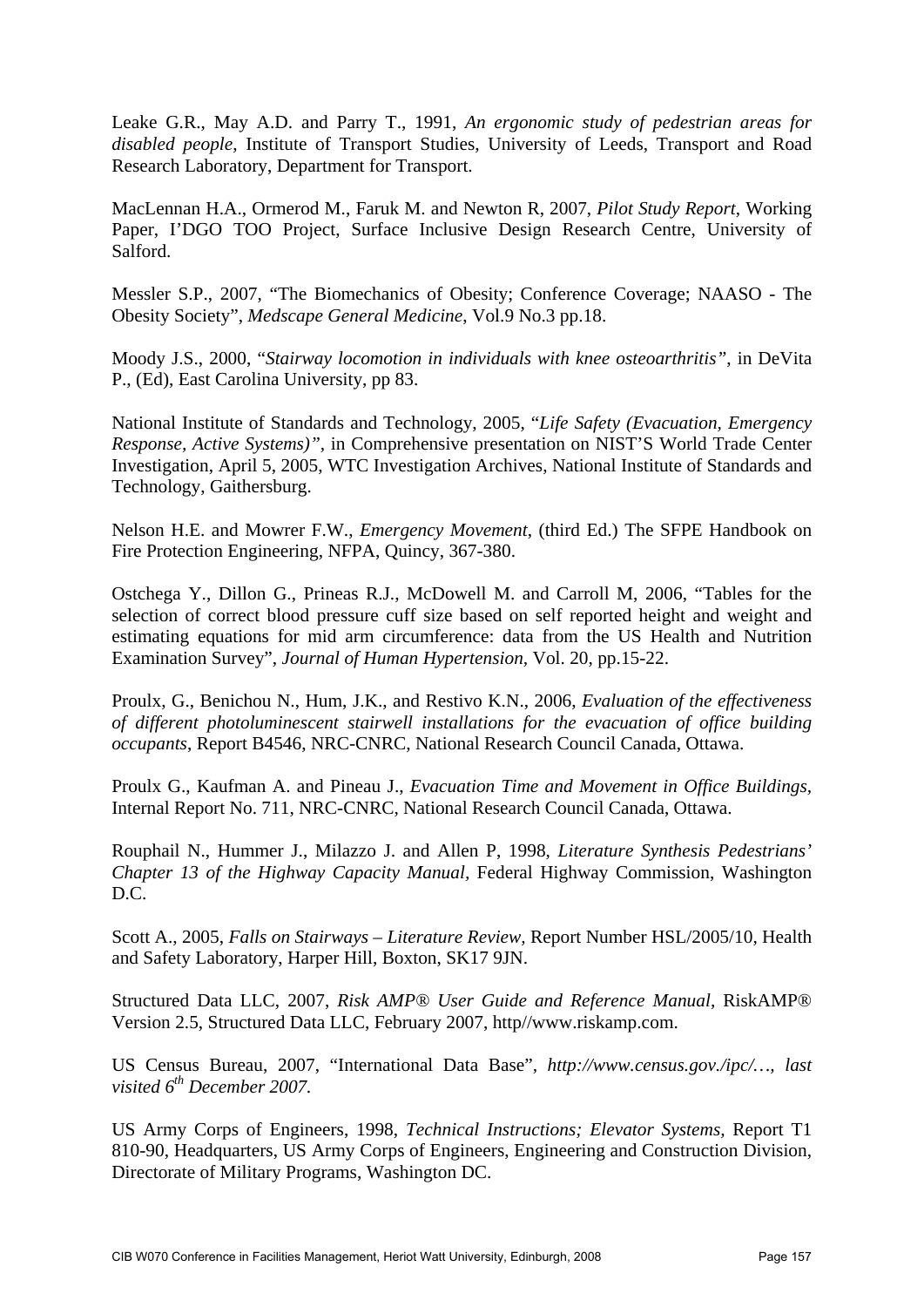Leake G.R., May A.D. and Parry T., 1991, *An ergonomic study of pedestrian areas for disabled people*, Institute of Transport Studies, University of Leeds, Transport and Road Research Laboratory, Department for Transport.

MacLennan H.A., Ormerod M., Faruk M. and Newton R, 2007, *Pilot Study Report*, Working Paper, I'DGO TOO Project, Surface Inclusive Design Research Centre, University of Salford.

Messler S.P., 2007, "The Biomechanics of Obesity; Conference Coverage; NAASO - The Obesity Society", *Medscape General Medicine*, Vol.9 No.3 pp.18.

Moody J.S., 2000, "*Stairway locomotion in individuals with knee osteoarthritis"*, in DeVita P., (Ed), East Carolina University, pp 83.

National Institute of Standards and Technology, 2005, "*Life Safety (Evacuation, Emergency Response, Active Systems)"*, in Comprehensive presentation on NIST'S World Trade Center Investigation, April 5, 2005, WTC Investigation Archives, National Institute of Standards and Technology, Gaithersburg.

Nelson H.E. and Mowrer F.W., *Emergency Movement*, (third Ed.) The SFPE Handbook on Fire Protection Engineering, NFPA, Quincy, 367-380.

Ostchega Y., Dillon G., Prineas R.J., McDowell M. and Carroll M, 2006, "Tables for the selection of correct blood pressure cuff size based on self reported height and weight and estimating equations for mid arm circumference: data from the US Health and Nutrition Examination Survey", *Journal of Human Hypertension*, Vol. 20, pp.15-22.

Proulx, G., Benichou N., Hum, J.K., and Restivo K.N., 2006, *Evaluation of the effectiveness of different photoluminescent stairwell installations for the evacuation of office building occupants*, Report B4546, NRC-CNRC, National Research Council Canada, Ottawa.

Proulx G., Kaufman A. and Pineau J., *Evacuation Time and Movement in Office Buildings*, Internal Report No. 711, NRC-CNRC, National Research Council Canada, Ottawa.

Rouphail N., Hummer J., Milazzo J. and Allen P, 1998, *Literature Synthesis Pedestrians' Chapter 13 of the Highway Capacity Manual,* Federal Highway Commission, Washington D.C.

Scott A., 2005, *Falls on Stairways – Literature Review,* Report Number HSL/2005/10, Health and Safety Laboratory, Harper Hill, Boxton, SK17 9JN.

Structured Data LLC, 2007, *Risk AMP® User Guide and Reference Manual,* RiskAMP® Version 2.5, Structured Data LLC, February 2007, http//www.riskamp.com.

US Census Bureau, 2007, "International Data Base", *http://www.census.gov./ipc/…, last visited 6th December 2007.*

US Army Corps of Engineers, 1998, *Technical Instructions; Elevator Systems,* Report T1 810-90, Headquarters, US Army Corps of Engineers, Engineering and Construction Division, Directorate of Military Programs, Washington DC.